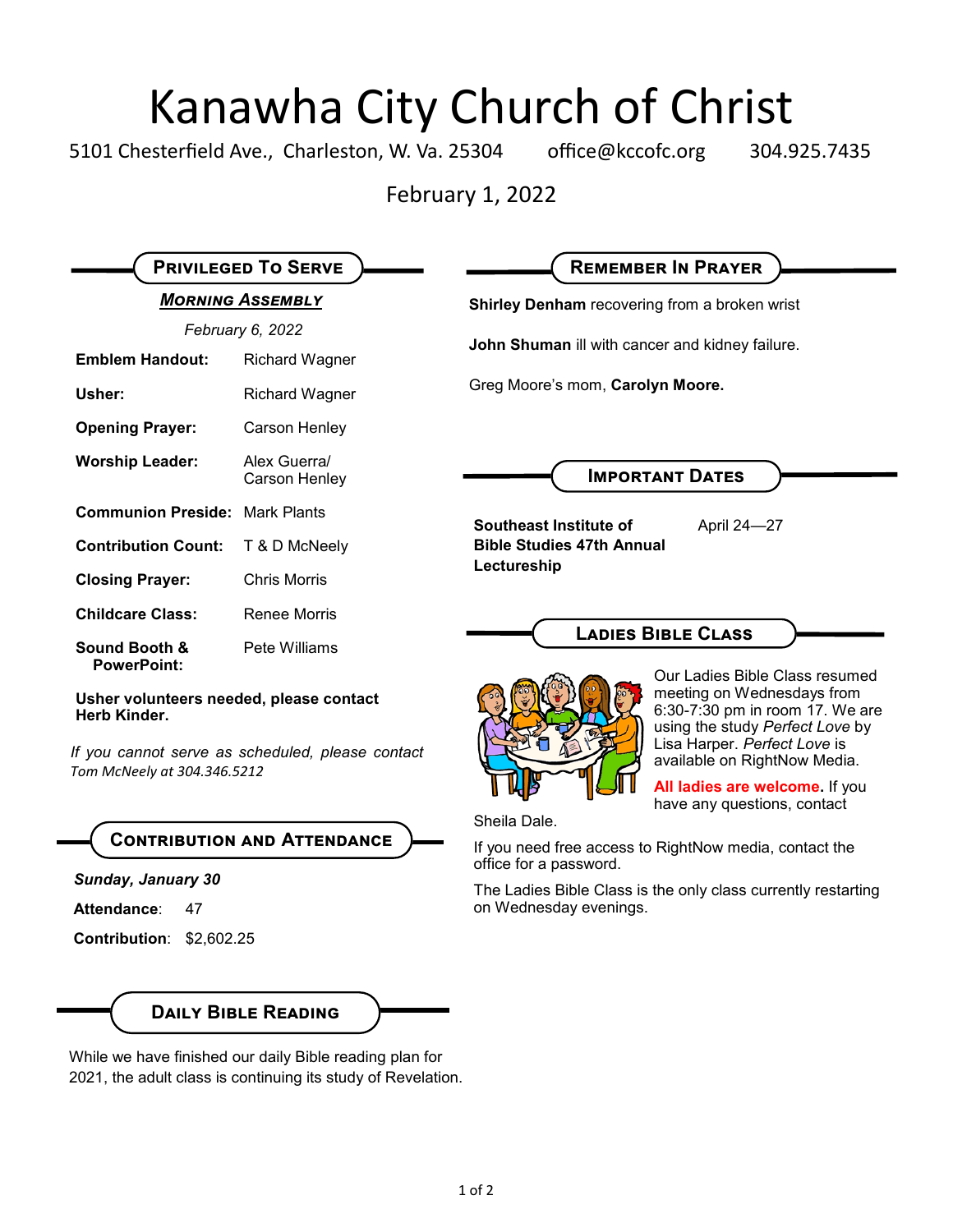# Kanawha City Church of Christ

5101 Chesterfield Ave., Charleston, W. Va. 25304 office@kccofc.org 304.925.7435

February 1, 2022

## Privileged To Serve

### *Morning Assembly*

*February 6, 2022*

| | |
|---|---|
| **Emblem Handout:** | Richard Wagner |
| **Usher:** | Richard Wagner |
| **Opening Prayer:** | Carson Henley |
| **Worship Leader:** | Alex Guerra/ Carson Henley |
| **Communion Preside:** | Mark Plants |
| **Contribution Count:** | T & D McNeely |
| **Closing Prayer:** | Chris Morris |
| **Childcare Class:** | Renee Morris |
| **Sound Booth & PowerPoint:** | Pete Williams |

**Usher volunteers needed, please contact Herb Kinder.**

*If you cannot serve as scheduled, please contact Tom McNeely at 304.346.5212*

## Contribution and Attendance

***Sunday, January 30***

**Attendance**: 47

**Contribution**: $2,602.25

## Daily Bible Reading

While we have finished our daily Bible reading plan for 2021, the adult class is continuing its study of Revelation.

## Remember In Prayer

**Shirley Denham** recovering from a broken wrist

**John Shuman** ill with cancer and kidney failure.

Greg Moore's mom, **Carolyn Moore.**

## Important Dates

| | |
|---|---|
| **Southeast Institute of Bible Studies 47th Annual Lectureship** | April 24—27 |

## Ladies Bible Class

Our Ladies Bible Class resumed meeting on Wednesdays from 6:30-7:30 pm in room 17. We are using the study *Perfect Love* by Lisa Harper. *Perfect Love* is available on RightNow Media.

**All ladies are welcome.** If you have any questions, contact Sheila Dale.

If you need free access to RightNow media, contact the office for a password.

The Ladies Bible Class is the only class currently restarting on Wednesday evenings.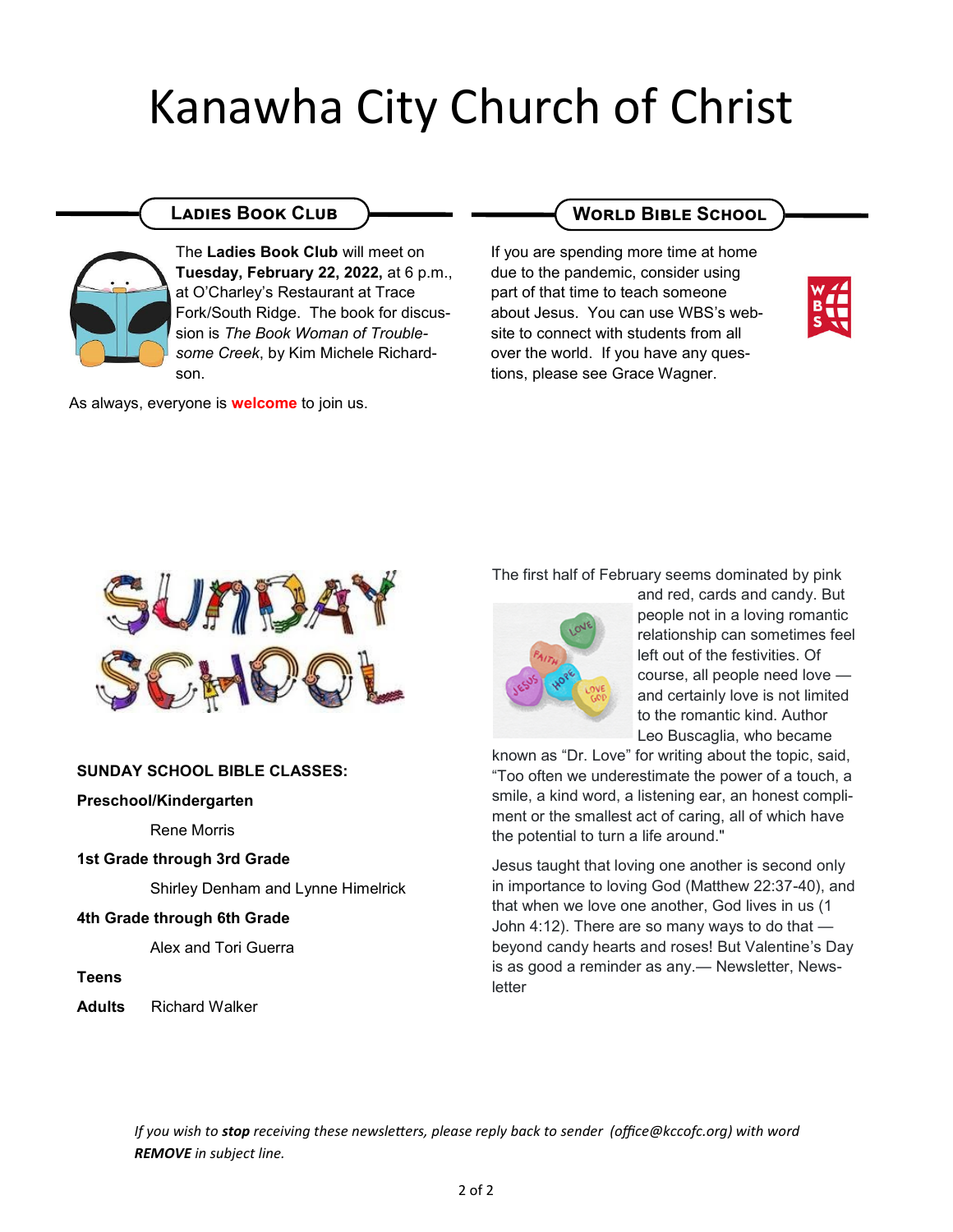# Kanawha City Church of Christ

## Ladies Book Club

The **Ladies Book Club** will meet on **Tuesday, February 22, 2022,** at 6 p.m., at O'Charley's Restaurant at Trace Fork/South Ridge. The book for discussion is *The Book Woman of Troublesome Creek*, by Kim Michele Richardson.

As always, everyone is **welcome** to join us.

## World Bible School

If you are spending more time at home due to the pandemic, consider using part of that time to teach someone about Jesus. You can use WBS's website to connect with students from all over the world. If you have any questions, please see Grace Wagner.

## Sunday School

**SUNDAY SCHOOL BIBLE CLASSES:**

**Preschool/Kindergarten**

Rene Morris

**1st Grade through 3rd Grade**

Shirley Denham and Lynne Himelrick

**4th Grade through 6th Grade**

Alex and Tori Guerra

**Teens**

**Adults** Richard Walker

The first half of February seems dominated by pink and red, cards and candy. But people not in a loving romantic relationship can sometimes feel left out of the festivities. Of course, all people need love — and certainly love is not limited to the romantic kind. Author Leo Buscaglia, who became known as "Dr. Love" for writing about the topic, said, "Too often we underestimate the power of a touch, a smile, a kind word, a listening ear, an honest compliment or the smallest act of caring, all of which have the potential to turn a life around."

Jesus taught that loving one another is second only in importance to loving God (Matthew 22:37-40), and that when we love one another, God lives in us (1 John 4:12). There are so many ways to do that — beyond candy hearts and roses! But Valentine's Day is as good a reminder as any.— Newsletter, Newsletter

*If you wish to **stop** receiving these newsletters, please reply back to sender (office@kccofc.org) with word **REMOVE** in subject line.*